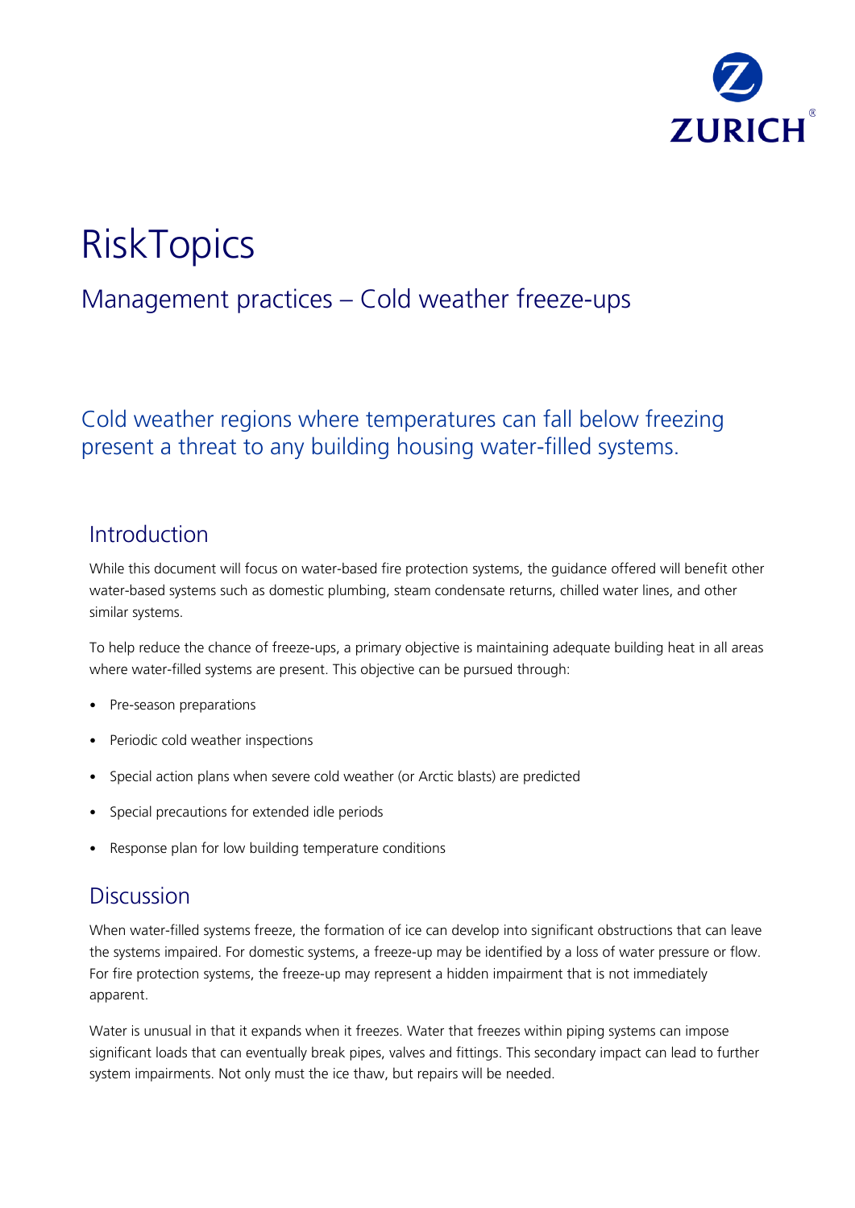ZURICH

# RiskTopics

## Management practices – Cold weather freeze-ups

Cold weather regions where temperatures can fall below freezing present a threat to any building housing water-filled systems.

## Introduction

While this document will focus on water-based fire protection systems, the guidance offered will benefit other water-based systems such as domestic plumbing, steam condensate returns, chilled water lines, and other similar systems.

To help reduce the chance of freeze-ups, a primary objective is maintaining adequate building heat in all areas where water-filled systems are present. This objective can be pursued through:

- Pre-season preparations
- Periodic cold weather inspections
- Special action plans when severe cold weather (or Arctic blasts) are predicted
- Special precautions for extended idle periods
- Response plan for low building temperature conditions

## Discussion

When water-filled systems freeze, the formation of ice can develop into significant obstructions that can leave the systems impaired. For domestic systems, a freeze-up may be identified by a loss of water pressure or flow. For fire protection systems, the freeze-up may represent a hidden impairment that is not immediately apparent.

Water is unusual in that it expands when it freezes. Water that freezes within piping systems can impose significant loads that can eventually break pipes, valves and fittings. This secondary impact can lead to further system impairments. Not only must the ice thaw, but repairs will be needed.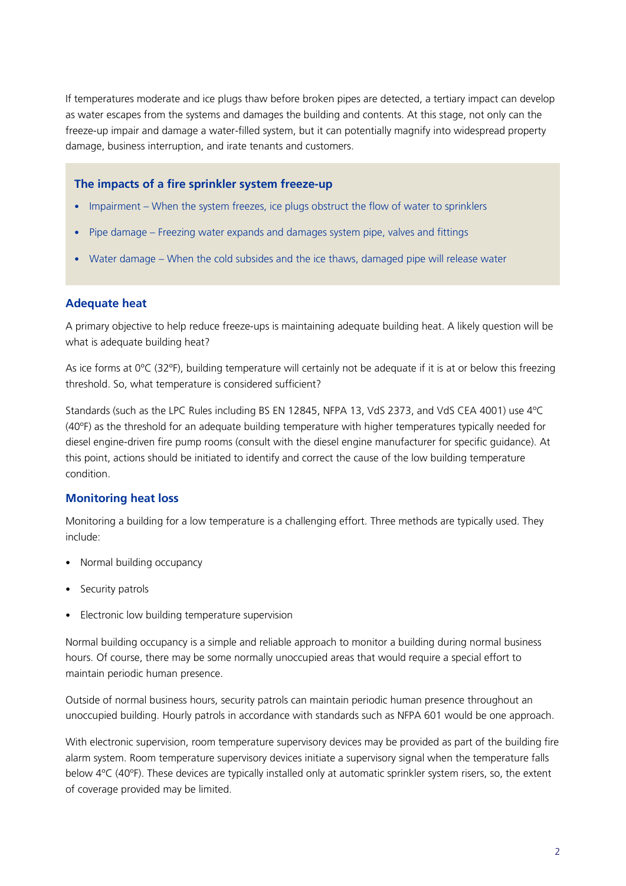If temperatures moderate and ice plugs thaw before broken pipes are detected, a tertiary impact can develop as water escapes from the systems and damages the building and contents. At this stage, not only can the freeze-up impair and damage a water-filled system, but it can potentially magnify into widespread property damage, business interruption, and irate tenants and customers.

### The impacts of a fire sprinkler system freeze-up

- Impairment – When the system freezes, ice plugs obstruct the flow of water to sprinklers
- Pipe damage – Freezing water expands and damages system pipe, valves and fittings
- Water damage – When the cold subsides and the ice thaws, damaged pipe will release water

## Adequate heat

A primary objective to help reduce freeze-ups is maintaining adequate building heat. A likely question will be what is adequate building heat?

As ice forms at 0ºC (32ºF), building temperature will certainly not be adequate if it is at or below this freezing threshold. So, what temperature is considered sufficient?

Standards (such as the LPC Rules including BS EN 12845, NFPA 13, VdS 2373, and VdS CEA 4001) use 4ºC (40ºF) as the threshold for an adequate building temperature with higher temperatures typically needed for diesel engine-driven fire pump rooms (consult with the diesel engine manufacturer for specific guidance). At this point, actions should be initiated to identify and correct the cause of the low building temperature condition.

## Monitoring heat loss

Monitoring a building for a low temperature is a challenging effort. Three methods are typically used. They include:

- Normal building occupancy
- Security patrols
- Electronic low building temperature supervision

Normal building occupancy is a simple and reliable approach to monitor a building during normal business hours. Of course, there may be some normally unoccupied areas that would require a special effort to maintain periodic human presence.

Outside of normal business hours, security patrols can maintain periodic human presence throughout an unoccupied building. Hourly patrols in accordance with standards such as NFPA 601 would be one approach.

With electronic supervision, room temperature supervisory devices may be provided as part of the building fire alarm system. Room temperature supervisory devices initiate a supervisory signal when the temperature falls below 4ºC (40ºF). These devices are typically installed only at automatic sprinkler system risers, so, the extent of coverage provided may be limited.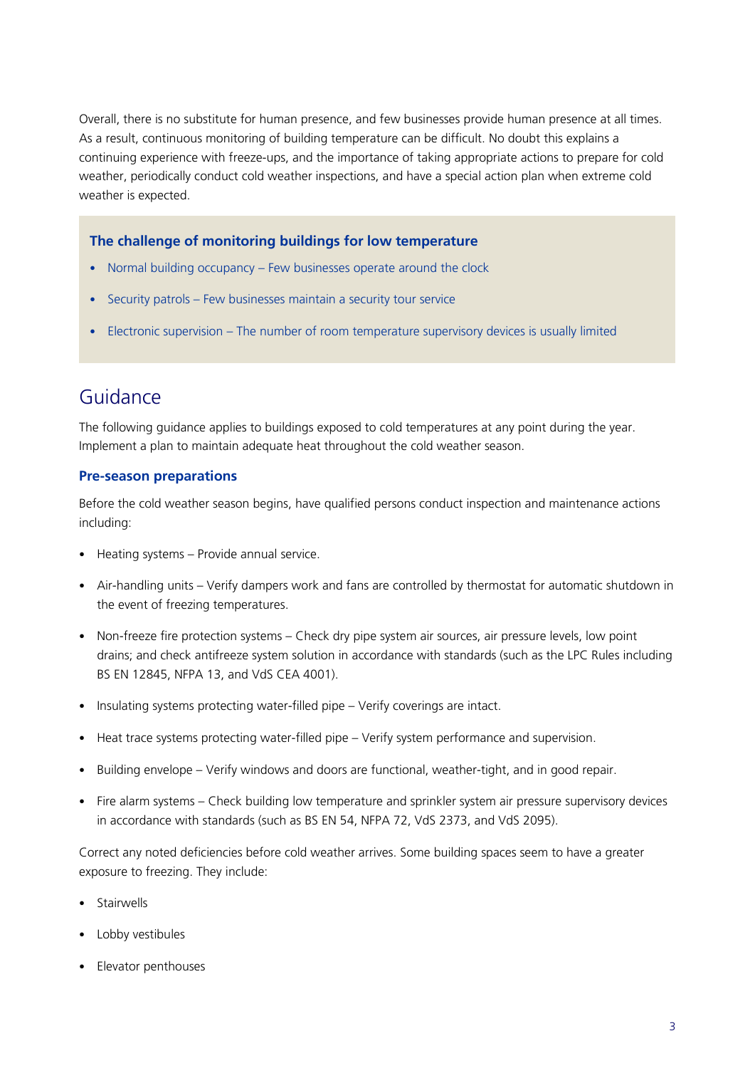Overall, there is no substitute for human presence, and few businesses provide human presence at all times. As a result, continuous monitoring of building temperature can be difficult. No doubt this explains a continuing experience with freeze-ups, and the importance of taking appropriate actions to prepare for cold weather, periodically conduct cold weather inspections, and have a special action plan when extreme cold weather is expected.

### The challenge of monitoring buildings for low temperature

- Normal building occupancy – Few businesses operate around the clock
- Security patrols – Few businesses maintain a security tour service
- Electronic supervision – The number of room temperature supervisory devices is usually limited

## Guidance

The following guidance applies to buildings exposed to cold temperatures at any point during the year. Implement a plan to maintain adequate heat throughout the cold weather season.

### Pre-season preparations

Before the cold weather season begins, have qualified persons conduct inspection and maintenance actions including:

- Heating systems – Provide annual service.
- Air-handling units – Verify dampers work and fans are controlled by thermostat for automatic shutdown in the event of freezing temperatures.
- Non-freeze fire protection systems – Check dry pipe system air sources, air pressure levels, low point drains; and check antifreeze system solution in accordance with standards (such as the LPC Rules including BS EN 12845, NFPA 13, and VdS CEA 4001).
- Insulating systems protecting water-filled pipe – Verify coverings are intact.
- Heat trace systems protecting water-filled pipe – Verify system performance and supervision.
- Building envelope – Verify windows and doors are functional, weather-tight, and in good repair.
- Fire alarm systems – Check building low temperature and sprinkler system air pressure supervisory devices in accordance with standards (such as BS EN 54, NFPA 72, VdS 2373, and VdS 2095).

Correct any noted deficiencies before cold weather arrives. Some building spaces seem to have a greater exposure to freezing. They include:

- Stairwells
- Lobby vestibules
- Elevator penthouses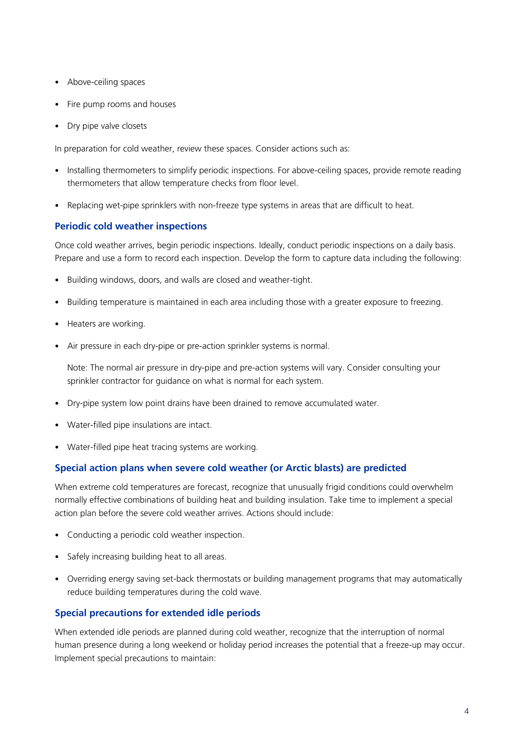- Above-ceiling spaces
- Fire pump rooms and houses
- Dry pipe valve closets

In preparation for cold weather, review these spaces. Consider actions such as:

- Installing thermometers to simplify periodic inspections. For above-ceiling spaces, provide remote reading thermometers that allow temperature checks from floor level.
- Replacing wet-pipe sprinklers with non-freeze type systems in areas that are difficult to heat.

### Periodic cold weather inspections

Once cold weather arrives, begin periodic inspections. Ideally, conduct periodic inspections on a daily basis. Prepare and use a form to record each inspection. Develop the form to capture data including the following:

- Building windows, doors, and walls are closed and weather-tight.
- Building temperature is maintained in each area including those with a greater exposure to freezing.
- Heaters are working.
- Air pressure in each dry-pipe or pre-action sprinkler systems is normal.

  Note: The normal air pressure in dry-pipe and pre-action systems will vary. Consider consulting your sprinkler contractor for guidance on what is normal for each system.

- Dry-pipe system low point drains have been drained to remove accumulated water.
- Water-filled pipe insulations are intact.
- Water-filled pipe heat tracing systems are working.

### Special action plans when severe cold weather (or Arctic blasts) are predicted

When extreme cold temperatures are forecast, recognize that unusually frigid conditions could overwhelm normally effective combinations of building heat and building insulation. Take time to implement a special action plan before the severe cold weather arrives. Actions should include:

- Conducting a periodic cold weather inspection.
- Safely increasing building heat to all areas.
- Overriding energy saving set-back thermostats or building management programs that may automatically reduce building temperatures during the cold wave.

### Special precautions for extended idle periods

When extended idle periods are planned during cold weather, recognize that the interruption of normal human presence during a long weekend or holiday period increases the potential that a freeze-up may occur. Implement special precautions to maintain: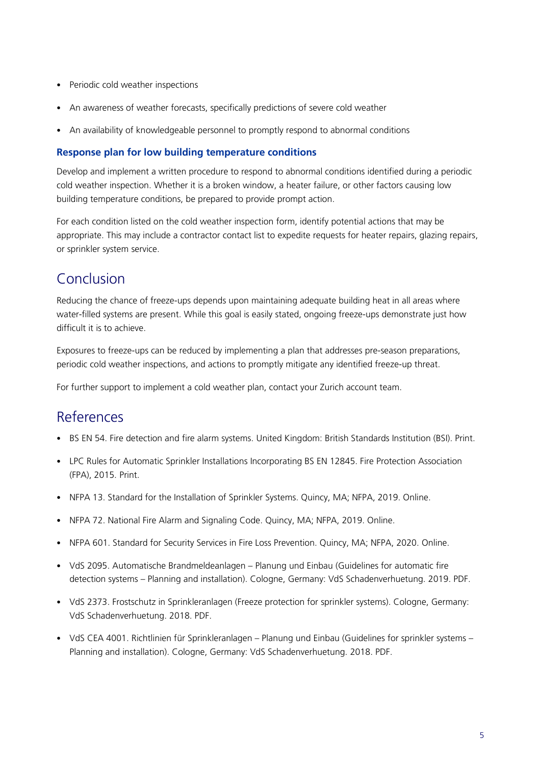- Periodic cold weather inspections
- An awareness of weather forecasts, specifically predictions of severe cold weather
- An availability of knowledgeable personnel to promptly respond to abnormal conditions

### Response plan for low building temperature conditions

Develop and implement a written procedure to respond to abnormal conditions identified during a periodic cold weather inspection. Whether it is a broken window, a heater failure, or other factors causing low building temperature conditions, be prepared to provide prompt action.

For each condition listed on the cold weather inspection form, identify potential actions that may be appropriate. This may include a contractor contact list to expedite requests for heater repairs, glazing repairs, or sprinkler system service.

## Conclusion

Reducing the chance of freeze-ups depends upon maintaining adequate building heat in all areas where water-filled systems are present. While this goal is easily stated, ongoing freeze-ups demonstrate just how difficult it is to achieve.

Exposures to freeze-ups can be reduced by implementing a plan that addresses pre-season preparations, periodic cold weather inspections, and actions to promptly mitigate any identified freeze-up threat.

For further support to implement a cold weather plan, contact your Zurich account team.

## References

- BS EN 54. Fire detection and fire alarm systems. United Kingdom: British Standards Institution (BSI). Print.
- LPC Rules for Automatic Sprinkler Installations Incorporating BS EN 12845. Fire Protection Association (FPA), 2015. Print.
- NFPA 13. Standard for the Installation of Sprinkler Systems. Quincy, MA; NFPA, 2019. Online.
- NFPA 72. National Fire Alarm and Signaling Code. Quincy, MA; NFPA, 2019. Online.
- NFPA 601. Standard for Security Services in Fire Loss Prevention. Quincy, MA; NFPA, 2020. Online.
- VdS 2095. Automatische Brandmeldeanlagen – Planung und Einbau (Guidelines for automatic fire detection systems – Planning and installation). Cologne, Germany: VdS Schadenverhuetung. 2019. PDF.
- VdS 2373. Frostschutz in Sprinkleranlagen (Freeze protection for sprinkler systems). Cologne, Germany: VdS Schadenverhuetung. 2018. PDF.
- VdS CEA 4001. Richtlinien für Sprinkleranlagen – Planung und Einbau (Guidelines for sprinkler systems – Planning and installation). Cologne, Germany: VdS Schadenverhuetung. 2018. PDF.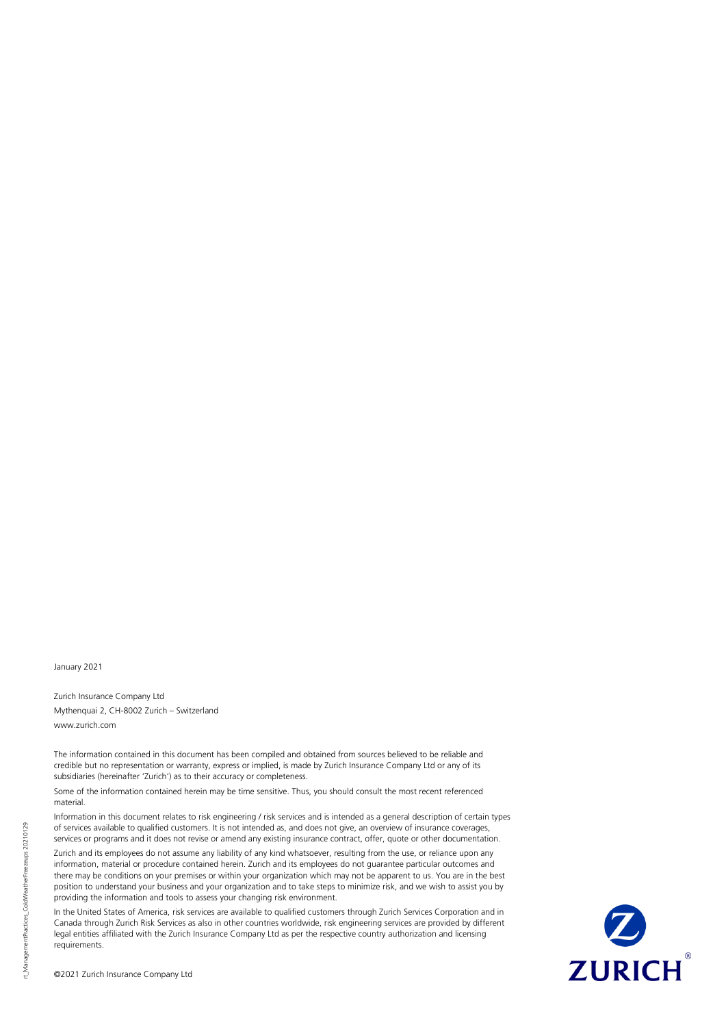January 2021

Zurich Insurance Company Ltd
Mythenquai 2, CH-8002 Zurich – Switzerland
www.zurich.com

The information contained in this document has been compiled and obtained from sources believed to be reliable and credible but no representation or warranty, express or implied, is made by Zurich Insurance Company Ltd or any of its subsidiaries (hereinafter 'Zurich') as to their accuracy or completeness.

Some of the information contained herein may be time sensitive. Thus, you should consult the most recent referenced material.

Information in this document relates to risk engineering / risk services and is intended as a general description of certain types of services available to qualified customers. It is not intended as, and does not give, an overview of insurance coverages, services or programs and it does not revise or amend any existing insurance contract, offer, quote or other documentation.

Zurich and its employees do not assume any liability of any kind whatsoever, resulting from the use, or reliance upon any information, material or procedure contained herein. Zurich and its employees do not guarantee particular outcomes and there may be conditions on your premises or within your organization which may not be apparent to us. You are in the best position to understand your business and your organization and to take steps to minimize risk, and we wish to assist you by providing the information and tools to assess your changing risk environment.

In the United States of America, risk services are available to qualified customers through Zurich Services Corporation and in Canada through Zurich Risk Services as also in other countries worldwide, risk engineering services are provided by different legal entities affiliated with the Zurich Insurance Company Ltd as per the respective country authorization and licensing requirements.

©2021 Zurich Insurance Company Ltd

rt_ManagementPractices_ColdWeatherFreezeups 20210129

ZURICH®